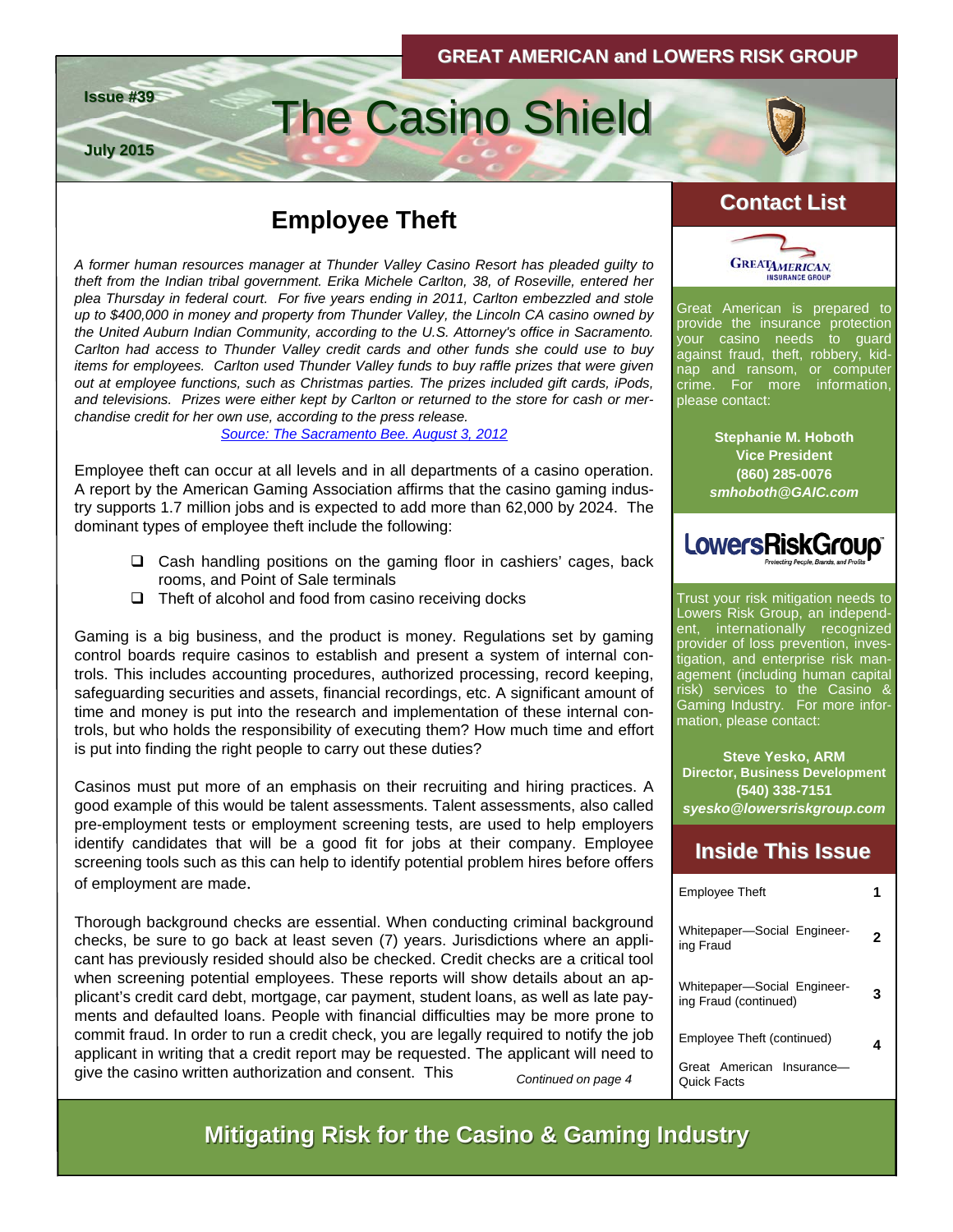GREAT AMERICAN and LOWERS RISK GROUP

Issue #39

July 2015

# The Casino Shield

## Employee Theft

*A former human resources manager at Thunder Valley Casino Resort has pleaded guilty to theft from the Indian tribal government. Erika Michele Carlton, 38, of Roseville, entered her plea Thursday in federal court. For five years ending in 2011, Carlton embezzled and stole up to $400,000 in money and property from Thunder Valley, the Lincoln CA casino owned by the United Auburn Indian Community, according to the U.S. Attorney's office in Sacramento. Carlton had access to Thunder Valley credit cards and other funds she could use to buy items for employees. Carlton used Thunder Valley funds to buy raffle prizes that were given out at employee functions, such as Christmas parties. The prizes included gift cards, iPods, and televisions. Prizes were either kept by Carlton or returned to the store for cash or merchandise credit for her own use, according to the press release.*

*Source: The Sacramento Bee. August 3, 2012*

Employee theft can occur at all levels and in all departments of a casino operation. A report by the American Gaming Association affirms that the casino gaming industry supports 1.7 million jobs and is expected to add more than 62,000 by 2024. The dominant types of employee theft include the following:

- Cash handling positions on the gaming floor in cashiers' cages, back rooms, and Point of Sale terminals
- Theft of alcohol and food from casino receiving docks

Gaming is a big business, and the product is money. Regulations set by gaming control boards require casinos to establish and present a system of internal controls. This includes accounting procedures, authorized processing, record keeping, safeguarding securities and assets, financial recordings, etc. A significant amount of time and money is put into the research and implementation of these internal controls, but who holds the responsibility of executing them? How much time and effort is put into finding the right people to carry out these duties?

Casinos must put more of an emphasis on their recruiting and hiring practices. A good example of this would be talent assessments. Talent assessments, also called pre-employment tests or employment screening tests, are used to help employers identify candidates that will be a good fit for jobs at their company. Employee screening tools such as this can help to identify potential problem hires before offers of employment are made.

Thorough background checks are essential. When conducting criminal background checks, be sure to go back at least seven (7) years. Jurisdictions where an applicant has previously resided should also be checked. Credit checks are a critical tool when screening potential employees. These reports will show details about an applicant's credit card debt, mortgage, car payment, student loans, as well as late payments and defaulted loans. People with financial difficulties may be more prone to commit fraud. In order to run a credit check, you are legally required to notify the job applicant in writing that a credit report may be requested. The applicant will need to give the casino written authorization and consent. This

*Continued on page 4*

## Contact List

GREAT AMERICAN INSURANCE GROUP

Great American is prepared to provide the insurance protection your casino needs to guard against fraud, theft, robbery, kidnap and ransom, or computer crime. For more information, please contact:

**Stephanie M. Hoboth**
**Vice President**
**(860) 285-0076**
***smhoboth@GAIC.com***

LowersRiskGroup — Protecting People, Brands, and Profits

Trust your risk mitigation needs to Lowers Risk Group, an independent, internationally recognized provider of loss prevention, investigation, and enterprise risk management (including human capital risk) services to the Casino & Gaming Industry. For more information, please contact:

**Steve Yesko, ARM**
**Director, Business Development**
**(540) 338-7151**
***syesko@lowersriskgroup.com***

## Inside This Issue

| | |
|---|---|
| Employee Theft | 1 |
| Whitepaper—Social Engineering Fraud | 2 |
| Whitepaper—Social Engineering Fraud (continued) | 3 |
| Employee Theft (continued) | 4 |
| Great American Insurance—Quick Facts | |

**Mitigating Risk for the Casino & Gaming Industry**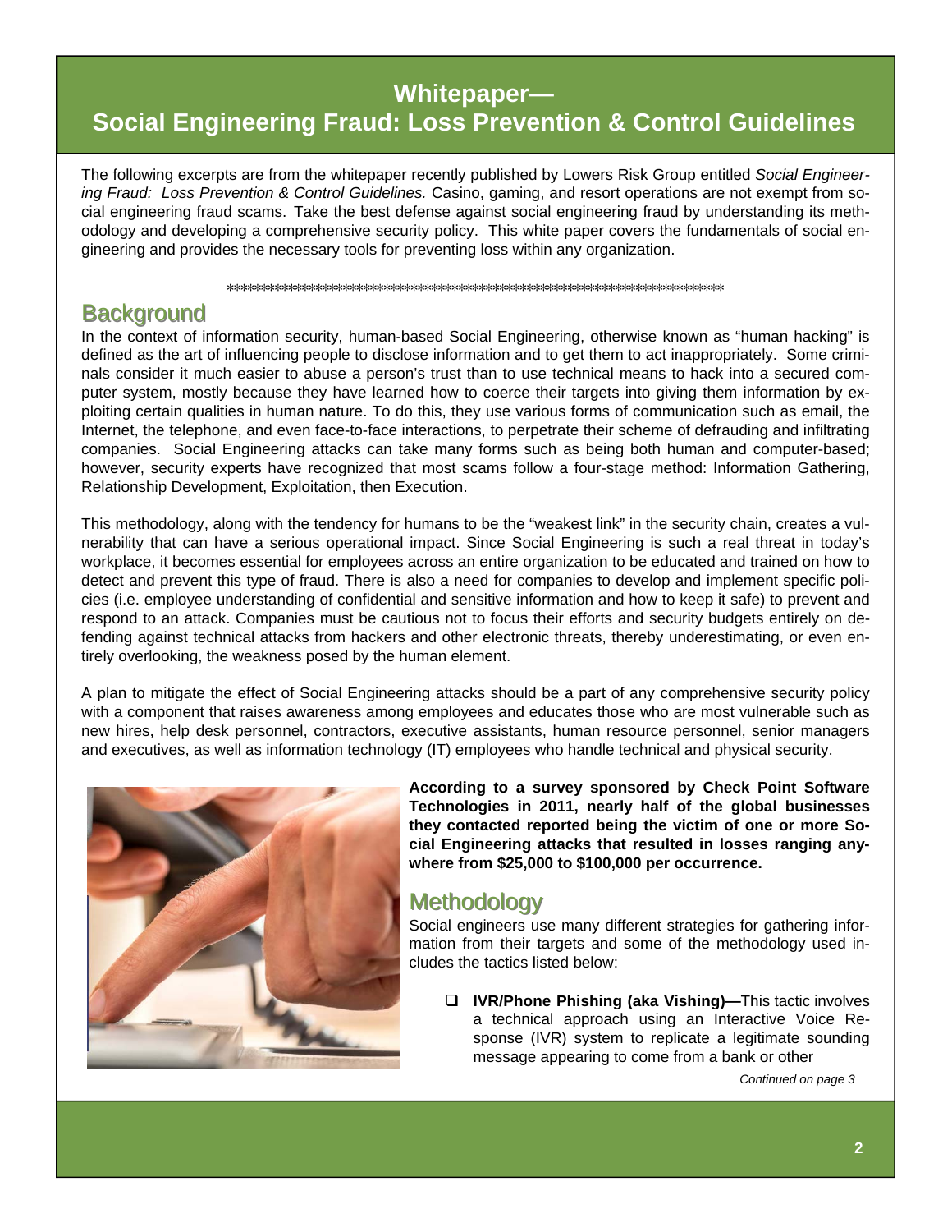# Whitepaper— Social Engineering Fraud: Loss Prevention & Control Guidelines

The following excerpts are from the whitepaper recently published by Lowers Risk Group entitled *Social Engineering Fraud: Loss Prevention & Control Guidelines.* Casino, gaming, and resort operations are not exempt from social engineering fraud scams. Take the best defense against social engineering fraud by understanding its methodology and developing a comprehensive security policy. This white paper covers the fundamentals of social engineering and provides the necessary tools for preventing loss within any organization.

****************************************************************************

## Background

In the context of information security, human-based Social Engineering, otherwise known as "human hacking" is defined as the art of influencing people to disclose information and to get them to act inappropriately. Some criminals consider it much easier to abuse a person's trust than to use technical means to hack into a secured computer system, mostly because they have learned how to coerce their targets into giving them information by exploiting certain qualities in human nature. To do this, they use various forms of communication such as email, the Internet, the telephone, and even face-to-face interactions, to perpetrate their scheme of defrauding and infiltrating companies. Social Engineering attacks can take many forms such as being both human and computer-based; however, security experts have recognized that most scams follow a four-stage method: Information Gathering, Relationship Development, Exploitation, then Execution.

This methodology, along with the tendency for humans to be the "weakest link" in the security chain, creates a vulnerability that can have a serious operational impact. Since Social Engineering is such a real threat in today's workplace, it becomes essential for employees across an entire organization to be educated and trained on how to detect and prevent this type of fraud. There is also a need for companies to develop and implement specific policies (i.e. employee understanding of confidential and sensitive information and how to keep it safe) to prevent and respond to an attack. Companies must be cautious not to focus their efforts and security budgets entirely on defending against technical attacks from hackers and other electronic threats, thereby underestimating, or even entirely overlooking, the weakness posed by the human element.

A plan to mitigate the effect of Social Engineering attacks should be a part of any comprehensive security policy with a component that raises awareness among employees and educates those who are most vulnerable such as new hires, help desk personnel, contractors, executive assistants, human resource personnel, senior managers and executives, as well as information technology (IT) employees who handle technical and physical security.

**According to a survey sponsored by Check Point Software Technologies in 2011, nearly half of the global businesses they contacted reported being the victim of one or more Social Engineering attacks that resulted in losses ranging anywhere from $25,000 to $100,000 per occurrence.**

## Methodology

Social engineers use many different strategies for gathering information from their targets and some of the methodology used includes the tactics listed below:

- **IVR/Phone Phishing (aka Vishing)—**This tactic involves a technical approach using an Interactive Voice Response (IVR) system to replicate a legitimate sounding message appearing to come from a bank or other

*Continued on page 3*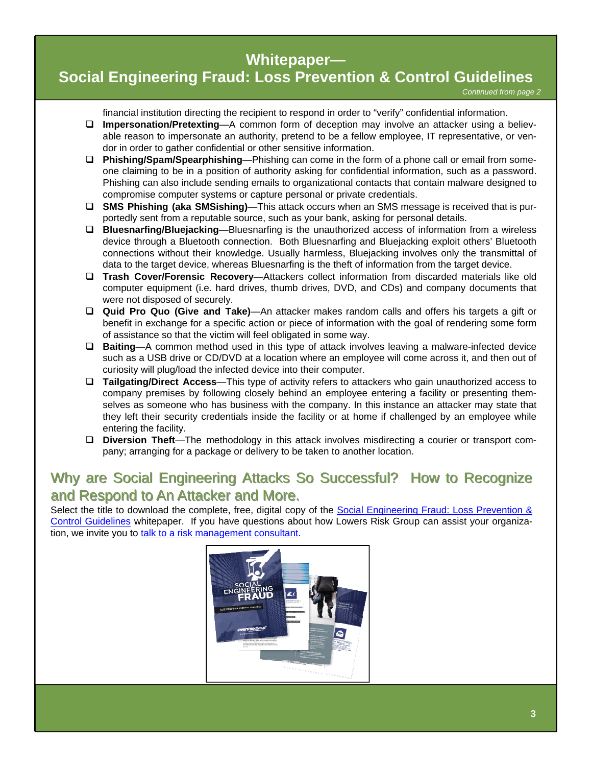financial institution directing the recipient to respond in order to "verify" confidential information.

- **Impersonation/Pretexting**—A common form of deception may involve an attacker using a believable reason to impersonate an authority, pretend to be a fellow employee, IT representative, or vendor in order to gather confidential or other sensitive information.
- **Phishing/Spam/Spearphishing**—Phishing can come in the form of a phone call or email from someone claiming to be in a position of authority asking for confidential information, such as a password. Phishing can also include sending emails to organizational contacts that contain malware designed to compromise computer systems or capture personal or private credentials.
- **SMS Phishing (aka SMSishing)**—This attack occurs when an SMS message is received that is purportedly sent from a reputable source, such as your bank, asking for personal details.
- **Bluesnarfing/Bluejacking**—Bluesnarfing is the unauthorized access of information from a wireless device through a Bluetooth connection. Both Bluesnarfing and Bluejacking exploit others' Bluetooth connections without their knowledge. Usually harmless, Bluejacking involves only the transmittal of data to the target device, whereas Bluesnarfing is the theft of information from the target device.
- **Trash Cover/Forensic Recovery**—Attackers collect information from discarded materials like old computer equipment (i.e. hard drives, thumb drives, DVD, and CDs) and company documents that were not disposed of securely.
- **Quid Pro Quo (Give and Take)**—An attacker makes random calls and offers his targets a gift or benefit in exchange for a specific action or piece of information with the goal of rendering some form of assistance so that the victim will feel obligated in some way.
- **Baiting**—A common method used in this type of attack involves leaving a malware-infected device such as a USB drive or CD/DVD at a location where an employee will come across it, and then out of curiosity will plug/load the infected device into their computer.
- **Tailgating/Direct Access**—This type of activity refers to attackers who gain unauthorized access to company premises by following closely behind an employee entering a facility or presenting themselves as someone who has business with the company. In this instance an attacker may state that they left their security credentials inside the facility or at home if challenged by an employee while entering the facility.
- **Diversion Theft**—The methodology in this attack involves misdirecting a courier or transport company; arranging for a package or delivery to be taken to another location.

## Why are Social Engineering Attacks So Successful? How to Recognize and Respond to An Attacker and More.

Select the title to download the complete, free, digital copy of the Social Engineering Fraud: Loss Prevention & Control Guidelines whitepaper. If you have questions about how Lowers Risk Group can assist your organization, we invite you to talk to a risk management consultant.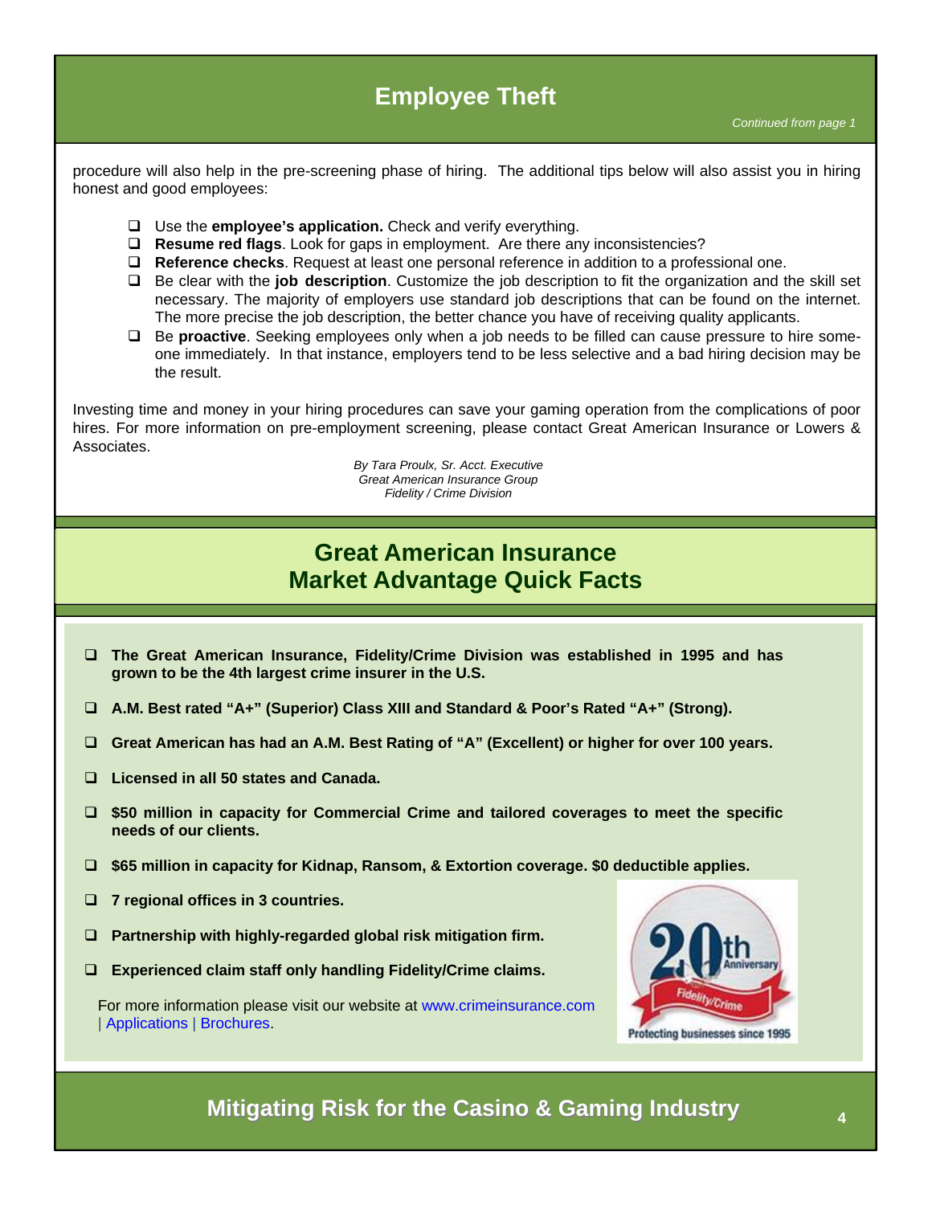## Employee Theft

*Continued from page 1*

procedure will also help in the pre-screening phase of hiring. The additional tips below will also assist you in hiring honest and good employees:

- Use the **employee's application.** Check and verify everything.
- **Resume red flags**. Look for gaps in employment. Are there any inconsistencies?
- **Reference checks**. Request at least one personal reference in addition to a professional one.
- Be clear with the **job description**. Customize the job description to fit the organization and the skill set necessary. The majority of employers use standard job descriptions that can be found on the internet. The more precise the job description, the better chance you have of receiving quality applicants.
- Be **proactive**. Seeking employees only when a job needs to be filled can cause pressure to hire someone immediately. In that instance, employers tend to be less selective and a bad hiring decision may be the result.

Investing time and money in your hiring procedures can save your gaming operation from the complications of poor hires. For more information on pre-employment screening, please contact Great American Insurance or Lowers & Associates.

*By Tara Proulx, Sr. Acct. Executive*
*Great American Insurance Group*
*Fidelity / Crime Division*

## Great American Insurance Market Advantage Quick Facts

- **The Great American Insurance, Fidelity/Crime Division was established in 1995 and has grown to be the 4th largest crime insurer in the U.S.**
- **A.M. Best rated "A+" (Superior) Class XIII and Standard & Poor's Rated "A+" (Strong).**
- **Great American has had an A.M. Best Rating of "A" (Excellent) or higher for over 100 years.**
- **Licensed in all 50 states and Canada.**
- **$50 million in capacity for Commercial Crime and tailored coverages to meet the specific needs of our clients.**
- **$65 million in capacity for Kidnap, Ransom, & Extortion coverage. $0 deductible applies.**
- **7 regional offices in 3 countries.**
- **Partnership with highly-regarded global risk mitigation firm.**
- **Experienced claim staff only handling Fidelity/Crime claims.**

For more information please visit our website at www.crimeinsurance.com | Applications | Brochures.

20th Anniversary Fidelity/Crime
Protecting businesses since 1995

**Mitigating Risk for the Casino & Gaming Industry**